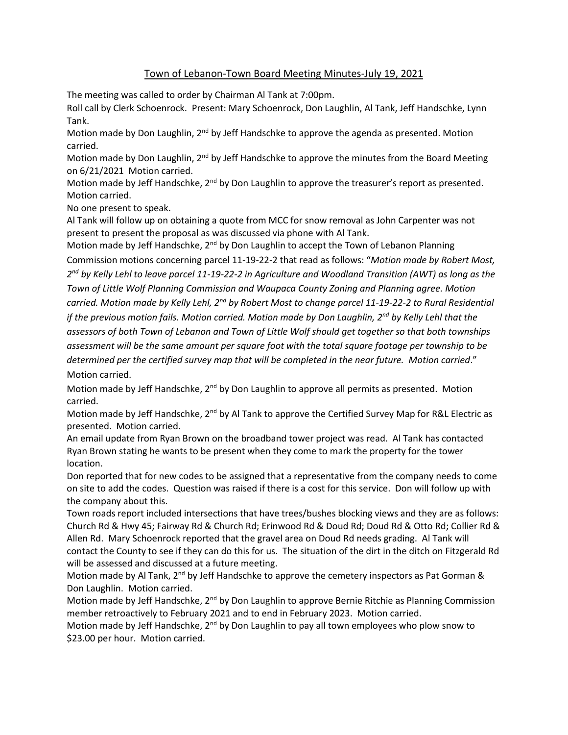# Town of Lebanon-Town Board Meeting Minutes-July 19, 2021

The meeting was called to order by Chairman Al Tank at 7:00pm.

Roll call by Clerk Schoenrock. Present: Mary Schoenrock, Don Laughlin, Al Tank, Jeff Handschke, Lynn Tank.

Motion made by Don Laughlin, 2nd by Jeff Handschke to approve the agenda as presented. Motion carried.

Motion made by Don Laughlin, 2nd by Jeff Handschke to approve the minutes from the Board Meeting on 6/21/2021 Motion carried.

Motion made by Jeff Handschke, 2nd by Don Laughlin to approve the treasurer's report as presented. Motion carried.

No one present to speak.

Al Tank will follow up on obtaining a quote from MCC for snow removal as John Carpenter was not present to present the proposal as was discussed via phone with Al Tank.

Motion made by Jeff Handschke, 2nd by Don Laughlin to accept the Town of Lebanon Planning Commission motions concerning parcel 11-19-22-2 that read as follows: "*Motion made by Robert Most, 2nd by Kelly Lehl to leave parcel 11-19-22-2 in Agriculture and Woodland Transition (AWT) as long as the Town of Little Wolf Planning Commission and Waupaca County Zoning and Planning agree. Motion carried. Motion made by Kelly Lehl, 2nd by Robert Most to change parcel 11-19-22-2 to Rural Residential if the previous motion fails. Motion carried. Motion made by Don Laughlin, 2nd by Kelly Lehl that the assessors of both Town of Lebanon and Town of Little Wolf should get together so that both townships assessment will be the same amount per square foot with the total square footage per township to be determined per the certified survey map that will be completed in the near future. Motion carried*." Motion carried.

Motion made by Jeff Handschke, 2nd by Don Laughlin to approve all permits as presented. Motion carried.

Motion made by Jeff Handschke, 2nd by Al Tank to approve the Certified Survey Map for R&L Electric as presented. Motion carried.

An email update from Ryan Brown on the broadband tower project was read. Al Tank has contacted Ryan Brown stating he wants to be present when they come to mark the property for the tower location.

Don reported that for new codes to be assigned that a representative from the company needs to come on site to add the codes. Question was raised if there is a cost for this service. Don will follow up with the company about this.

Town roads report included intersections that have trees/bushes blocking views and they are as follows: Church Rd & Hwy 45; Fairway Rd & Church Rd; Erinwood Rd & Doud Rd; Doud Rd & Otto Rd; Collier Rd & Allen Rd. Mary Schoenrock reported that the gravel area on Doud Rd needs grading. Al Tank will contact the County to see if they can do this for us. The situation of the dirt in the ditch on Fitzgerald Rd will be assessed and discussed at a future meeting.

Motion made by Al Tank, 2nd by Jeff Handschke to approve the cemetery inspectors as Pat Gorman & Don Laughlin. Motion carried.

Motion made by Jeff Handschke, 2nd by Don Laughlin to approve Bernie Ritchie as Planning Commission member retroactively to February 2021 and to end in February 2023. Motion carried.

Motion made by Jeff Handschke, 2nd by Don Laughlin to pay all town employees who plow snow to $23.00 per hour. Motion carried.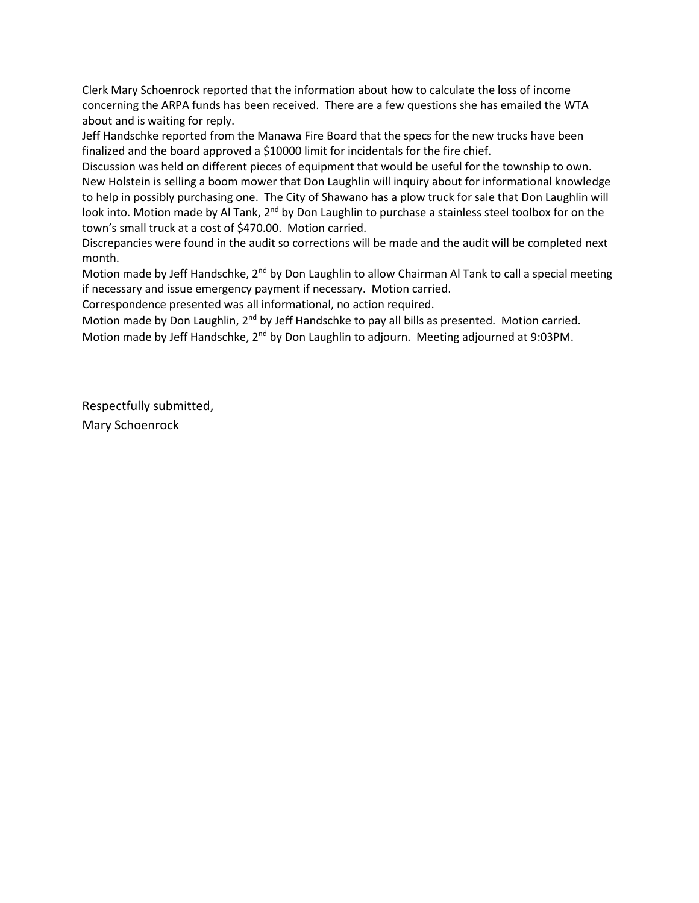Clerk Mary Schoenrock reported that the information about how to calculate the loss of income concerning the ARPA funds has been received. There are a few questions she has emailed the WTA about and is waiting for reply.

Jeff Handschke reported from the Manawa Fire Board that the specs for the new trucks have been finalized and the board approved a $10000 limit for incidentals for the fire chief.

Discussion was held on different pieces of equipment that would be useful for the township to own. New Holstein is selling a boom mower that Don Laughlin will inquiry about for informational knowledge to help in possibly purchasing one. The City of Shawano has a plow truck for sale that Don Laughlin will look into. Motion made by Al Tank, 2nd by Don Laughlin to purchase a stainless steel toolbox for on the town's small truck at a cost of $470.00. Motion carried.

Discrepancies were found in the audit so corrections will be made and the audit will be completed next month.

Motion made by Jeff Handschke, 2nd by Don Laughlin to allow Chairman Al Tank to call a special meeting if necessary and issue emergency payment if necessary. Motion carried.

Correspondence presented was all informational, no action required.

Motion made by Don Laughlin, 2nd by Jeff Handschke to pay all bills as presented. Motion carried.

Motion made by Jeff Handschke, 2nd by Don Laughlin to adjourn. Meeting adjourned at 9:03PM.

Respectfully submitted,
Mary Schoenrock